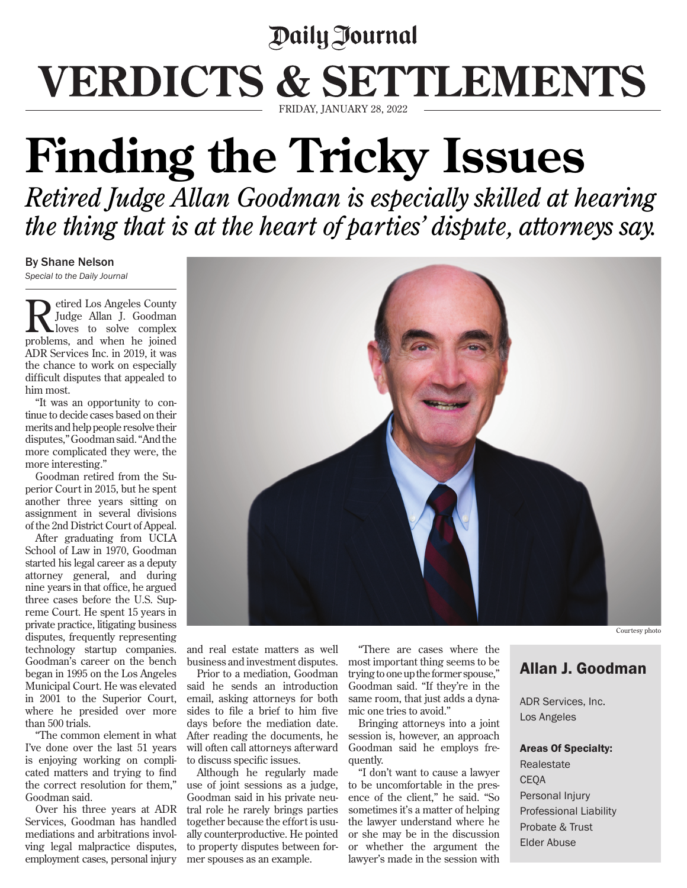Daily Journal

# VERDICTS & SETTLEMENTS

FRIDAY, JANUARY 28, 2022

# Finding the Tricky Issues

*Retired Judge Allan Goodman is especially skilled at hearing the thing that is at the heart of parties' dispute, attorneys say.*

By Shane Nelson

*Special to the Daily Journal*

Retired Los Angeles County Judge Allan J. Goodman loves to solve complex problems, and when he joined ADR Services Inc. in 2019, it was the chance to work on especially difficult disputes that appealed to him most.

"It was an opportunity to continue to decide cases based on their merits and help people resolve their disputes," Goodman said. "And the more complicated they were, the more interesting."

Goodman retired from the Superior Court in 2015, but he spent another three years sitting on assignment in several divisions of the 2nd District Court of Appeal.

After graduating from UCLA School of Law in 1970, Goodman started his legal career as a deputy attorney general, and during nine years in that office, he argued three cases before the U.S. Supreme Court. He spent 15 years in private practice, litigating business disputes, frequently representing technology startup companies. Goodman's career on the bench began in 1995 on the Los Angeles Municipal Court. He was elevated in 2001 to the Superior Court, where he presided over more than 500 trials.

"The common element in what I've done over the last 51 years is enjoying working on complicated matters and trying to find the correct resolution for them," Goodman said.

Over his three years at ADR Services, Goodman has handled mediations and arbitrations involving legal malpractice disputes, employment cases, personal injury and real estate matters as well business and investment disputes.

Prior to a mediation, Goodman said he sends an introduction email, asking attorneys for both sides to file a brief to him five days before the mediation date. After reading the documents, he will often call attorneys afterward to discuss specific issues.

Although he regularly made use of joint sessions as a judge, Goodman said in his private neutral role he rarely brings parties together because the effort is usually counterproductive. He pointed to property disputes between former spouses as an example.

"There are cases where the most important thing seems to be trying to one up the former spouse," Goodman said. "If they're in the same room, that just adds a dynamic one tries to avoid."

Bringing attorneys into a joint session is, however, an approach Goodman said he employs frequently.

"I don't want to cause a lawyer to be uncomfortable in the presence of the client," he said. "So sometimes it's a matter of helping the lawyer understand where he or she may be in the discussion or whether the argument the lawyer's made in the session with

Courtesy photo

## Allan J. Goodman

ADR Services, Inc.
Los Angeles

**Areas Of Specialty:**

Realestate
CEQA
Personal Injury
Professional Liability
Probate & Trust
Elder Abuse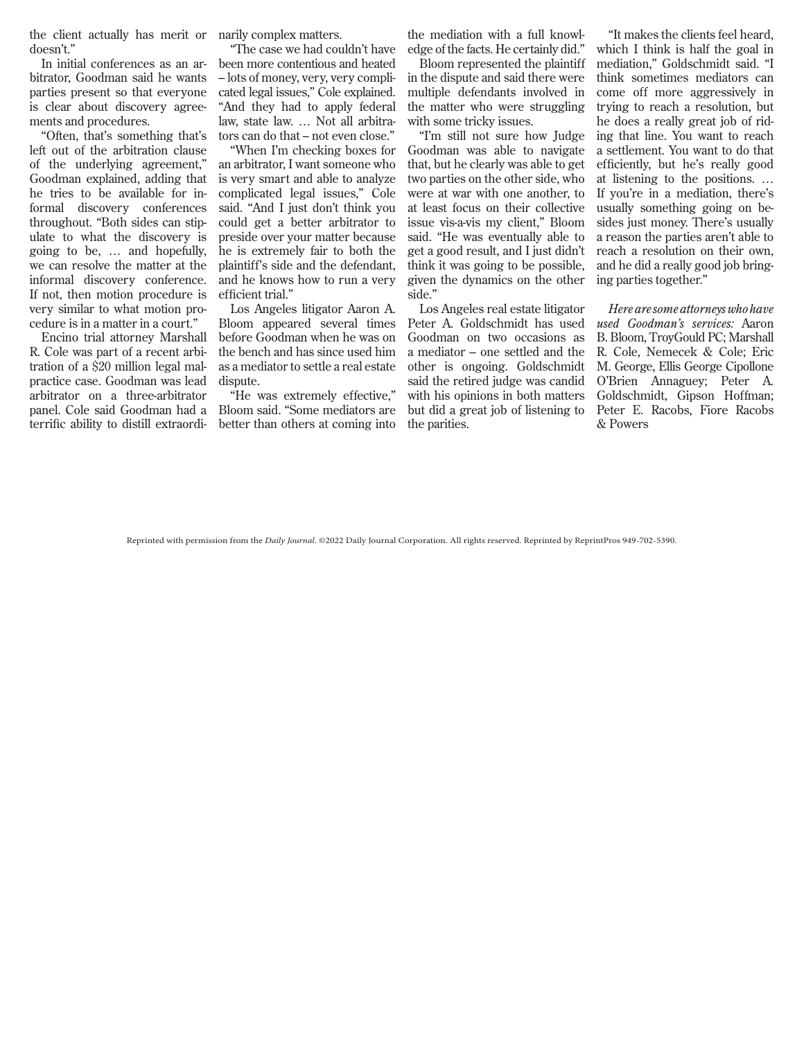the client actually has merit or doesn't."

In initial conferences as an arbitrator, Goodman said he wants parties present so that everyone is clear about discovery agreements and procedures.

"Often, that's something that's left out of the arbitration clause of the underlying agreement," Goodman explained, adding that he tries to be available for informal discovery conferences throughout. "Both sides can stipulate to what the discovery is going to be, … and hopefully, we can resolve the matter at the informal discovery conference. If not, then motion procedure is very similar to what motion procedure is in a matter in a court."

Encino trial attorney Marshall R. Cole was part of a recent arbitration of a $20 million legal malpractice case. Goodman was lead arbitrator on a three-arbitrator panel. Cole said Goodman had a terrific ability to distill extraordinarily complex matters.

"The case we had couldn't have been more contentious and heated – lots of money, very, very complicated legal issues," Cole explained. "And they had to apply federal law, state law. … Not all arbitrators can do that – not even close."

"When I'm checking boxes for an arbitrator, I want someone who is very smart and able to analyze complicated legal issues," Cole said. "And I just don't think you could get a better arbitrator to preside over your matter because he is extremely fair to both the plaintiff's side and the defendant, and he knows how to run a very efficient trial."

Los Angeles litigator Aaron A. Bloom appeared several times before Goodman when he was on the bench and has since used him as a mediator to settle a real estate dispute.

"He was extremely effective," Bloom said. "Some mediators are better than others at coming into the mediation with a full knowledge of the facts. He certainly did."

Bloom represented the plaintiff in the dispute and said there were multiple defendants involved in the matter who were struggling with some tricky issues.

"I'm still not sure how Judge Goodman was able to navigate that, but he clearly was able to get two parties on the other side, who were at war with one another, to at least focus on their collective issue vis-a-vis my client," Bloom said. "He was eventually able to get a good result, and I just didn't think it was going to be possible, given the dynamics on the other side."

Los Angeles real estate litigator Peter A. Goldschmidt has used Goodman on two occasions as a mediator – one settled and the other is ongoing. Goldschmidt said the retired judge was candid with his opinions in both matters but did a great job of listening to the parities.

"It makes the clients feel heard, which I think is half the goal in mediation," Goldschmidt said. "I think sometimes mediators can come off more aggressively in trying to reach a resolution, but he does a really great job of riding that line. You want to reach a settlement. You want to do that efficiently, but he's really good at listening to the positions. … If you're in a mediation, there's usually something going on besides just money. There's usually a reason the parties aren't able to reach a resolution on their own, and he did a really good job bringing parties together."

*Here are some attorneys who have used Goodman's services:* Aaron B. Bloom, TroyGould PC; Marshall R. Cole, Nemecek & Cole; Eric M. George, Ellis George Cipollone O'Brien Annaguey; Peter A. Goldschmidt, Gipson Hoffman; Peter E. Racobs, Fiore Racobs & Powers

Reprinted with permission from the *Daily Journal*. ©2022 Daily Journal Corporation. All rights reserved. Reprinted by ReprintPros 949-702-5390.